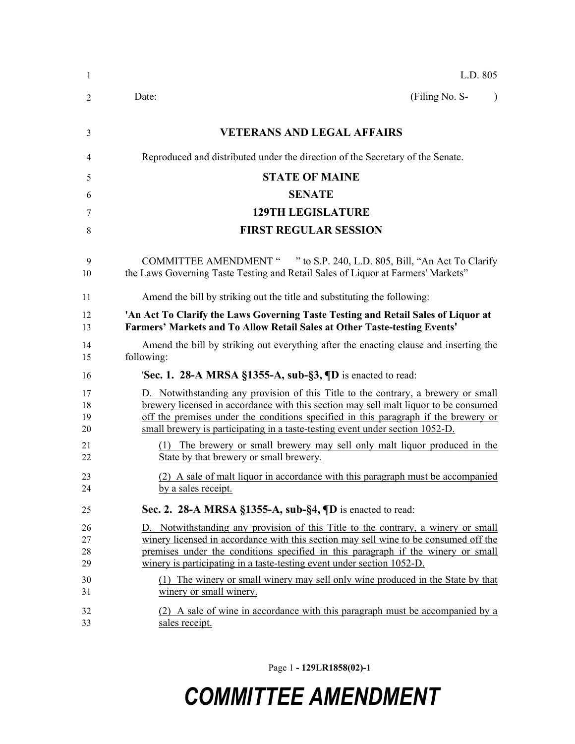L.D. 805

Date: (Filing No. S- )

**VETERANS AND LEGAL AFFAIRS**

Reproduced and distributed under the direction of the Secretary of the Senate.

**STATE OF MAINE**

**SENATE**

**129TH LEGISLATURE**

**FIRST REGULAR SESSION**

COMMITTEE AMENDMENT " " to S.P. 240, L.D. 805, Bill, "An Act To Clarify the Laws Governing Taste Testing and Retail Sales of Liquor at Farmers' Markets"

Amend the bill by striking out the title and substituting the following:

**'An Act To Clarify the Laws Governing Taste Testing and Retail Sales of Liquor at Farmers' Markets and To Allow Retail Sales at Other Taste-testing Events'**

Amend the bill by striking out everything after the enacting clause and inserting the following:

'**Sec. 1. 28-A MRSA §1355-A, sub-§3, ¶D** is enacted to read:

D. Notwithstanding any provision of this Title to the contrary, a brewery or small brewery licensed in accordance with this section may sell malt liquor to be consumed off the premises under the conditions specified in this paragraph if the brewery or small brewery is participating in a taste-testing event under section 1052-D.

(1) The brewery or small brewery may sell only malt liquor produced in the State by that brewery or small brewery.

(2) A sale of malt liquor in accordance with this paragraph must be accompanied by a sales receipt.

**Sec. 2. 28-A MRSA §1355-A, sub-§4, ¶D** is enacted to read:

D. Notwithstanding any provision of this Title to the contrary, a winery or small winery licensed in accordance with this section may sell wine to be consumed off the premises under the conditions specified in this paragraph if the winery or small winery is participating in a taste-testing event under section 1052-D.

(1) The winery or small winery may sell only wine produced in the State by that winery or small winery.

(2) A sale of wine in accordance with this paragraph must be accompanied by a sales receipt.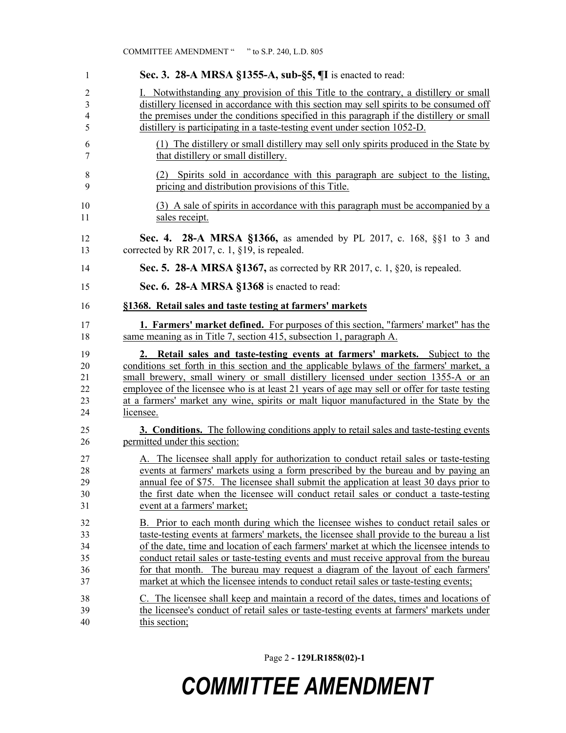**Sec. 3. 28-A MRSA §1355-A, sub-§5, ¶I** is enacted to read:

I. Notwithstanding any provision of this Title to the contrary, a distillery or small distillery licensed in accordance with this section may sell spirits to be consumed off the premises under the conditions specified in this paragraph if the distillery or small distillery is participating in a taste-testing event under section 1052-D.

(1) The distillery or small distillery may sell only spirits produced in the State by that distillery or small distillery.

(2) Spirits sold in accordance with this paragraph are subject to the listing, pricing and distribution provisions of this Title.

(3) A sale of spirits in accordance with this paragraph must be accompanied by a sales receipt.

**Sec. 4. 28-A MRSA §1366,** as amended by PL 2017, c. 168, §§1 to 3 and corrected by RR 2017, c. 1, §19, is repealed.

**Sec. 5. 28-A MRSA §1367,** as corrected by RR 2017, c. 1, §20, is repealed.

**Sec. 6. 28-A MRSA §1368** is enacted to read:

**§1368. Retail sales and taste testing at farmers' markets**

**1. Farmers' market defined.** For purposes of this section, "farmers' market" has the same meaning as in Title 7, section 415, subsection 1, paragraph A.

**2. Retail sales and taste-testing events at farmers' markets.** Subject to the conditions set forth in this section and the applicable bylaws of the farmers' market, a small brewery, small winery or small distillery licensed under section 1355-A or an employee of the licensee who is at least 21 years of age may sell or offer for taste testing at a farmers' market any wine, spirits or malt liquor manufactured in the State by the licensee.

**3. Conditions.** The following conditions apply to retail sales and taste-testing events permitted under this section:

A. The licensee shall apply for authorization to conduct retail sales or taste-testing events at farmers' markets using a form prescribed by the bureau and by paying an annual fee of $75. The licensee shall submit the application at least 30 days prior to the first date when the licensee will conduct retail sales or conduct a taste-testing event at a farmers' market;

B. Prior to each month during which the licensee wishes to conduct retail sales or taste-testing events at farmers' markets, the licensee shall provide to the bureau a list of the date, time and location of each farmers' market at which the licensee intends to conduct retail sales or taste-testing events and must receive approval from the bureau for that month. The bureau may request a diagram of the layout of each farmers' market at which the licensee intends to conduct retail sales or taste-testing events;

C. The licensee shall keep and maintain a record of the dates, times and locations of the licensee's conduct of retail sales or taste-testing events at farmers' markets under this section;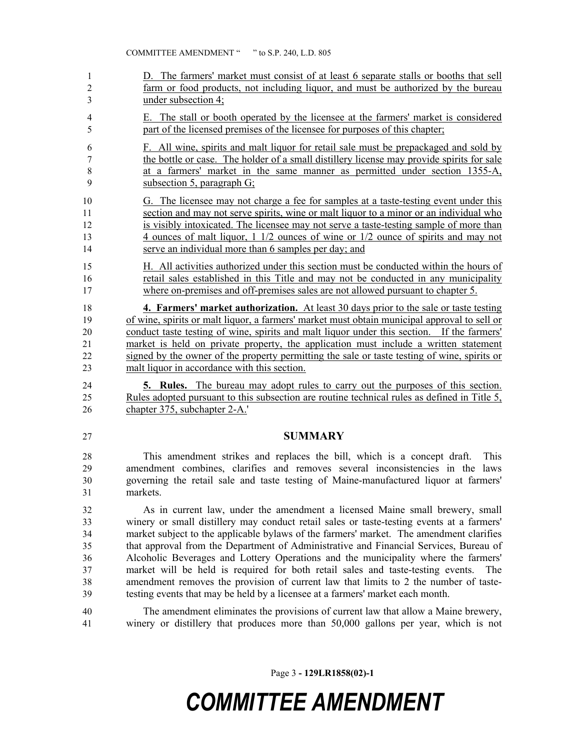D. The farmers' market must consist of at least 6 separate stalls or booths that sell farm or food products, not including liquor, and must be authorized by the bureau under subsection 4;

E. The stall or booth operated by the licensee at the farmers' market is considered part of the licensed premises of the licensee for purposes of this chapter;

F. All wine, spirits and malt liquor for retail sale must be prepackaged and sold by the bottle or case. The holder of a small distillery license may provide spirits for sale at a farmers' market in the same manner as permitted under section 1355-A, subsection 5, paragraph G;

G. The licensee may not charge a fee for samples at a taste-testing event under this section and may not serve spirits, wine or malt liquor to a minor or an individual who is visibly intoxicated. The licensee may not serve a taste-testing sample of more than 4 ounces of malt liquor, 1 1/2 ounces of wine or 1/2 ounce of spirits and may not serve an individual more than 6 samples per day; and

H. All activities authorized under this section must be conducted within the hours of retail sales established in this Title and may not be conducted in any municipality where on-premises and off-premises sales are not allowed pursuant to chapter 5.

**4. Farmers' market authorization.** At least 30 days prior to the sale or taste testing of wine, spirits or malt liquor, a farmers' market must obtain municipal approval to sell or conduct taste testing of wine, spirits and malt liquor under this section. If the farmers' market is held on private property, the application must include a written statement signed by the owner of the property permitting the sale or taste testing of wine, spirits or malt liquor in accordance with this section.

**5. Rules.** The bureau may adopt rules to carry out the purposes of this section. Rules adopted pursuant to this subsection are routine technical rules as defined in Title 5, chapter 375, subchapter 2-A.'

## SUMMARY

This amendment strikes and replaces the bill, which is a concept draft. This amendment combines, clarifies and removes several inconsistencies in the laws governing the retail sale and taste testing of Maine-manufactured liquor at farmers' markets.

As in current law, under the amendment a licensed Maine small brewery, small winery or small distillery may conduct retail sales or taste-testing events at a farmers' market subject to the applicable bylaws of the farmers' market. The amendment clarifies that approval from the Department of Administrative and Financial Services, Bureau of Alcoholic Beverages and Lottery Operations and the municipality where the farmers' market will be held is required for both retail sales and taste-testing events. The amendment removes the provision of current law that limits to 2 the number of taste-testing events that may be held by a licensee at a farmers' market each month.

The amendment eliminates the provisions of current law that allow a Maine brewery, winery or distillery that produces more than 50,000 gallons per year, which is not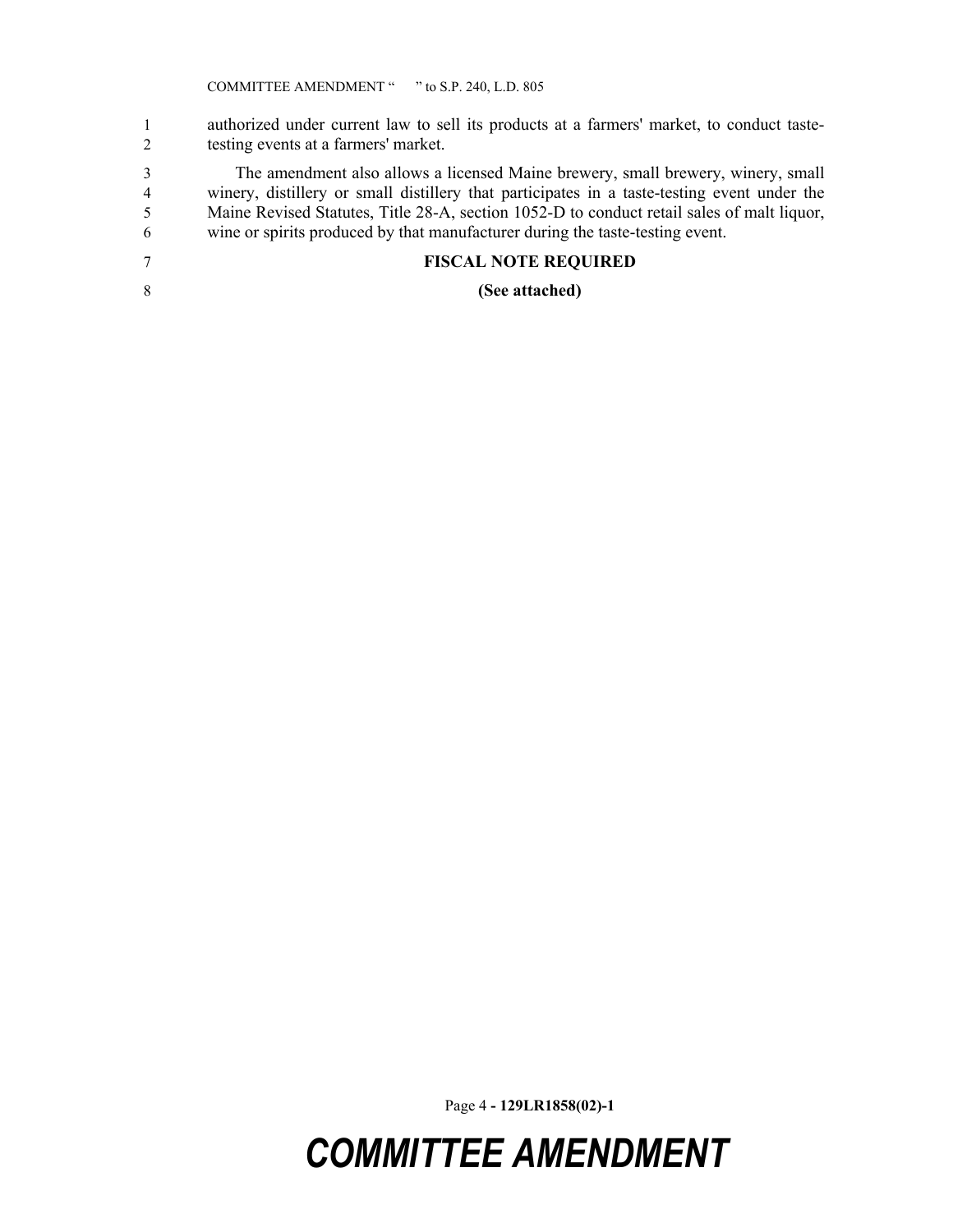authorized under current law to sell its products at a farmers' market, to conduct taste-testing events at a farmers' market.

The amendment also allows a licensed Maine brewery, small brewery, winery, small winery, distillery or small distillery that participates in a taste-testing event under the Maine Revised Statutes, Title 28-A, section 1052-D to conduct retail sales of malt liquor, wine or spirits produced by that manufacturer during the taste-testing event.

**FISCAL NOTE REQUIRED**

**(See attached)**